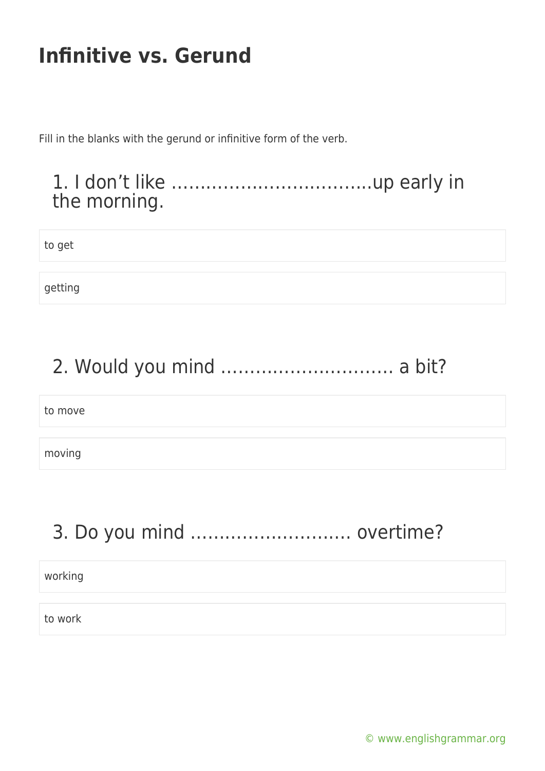# Infinitive vs. Gerund

Fill in the blanks with the gerund or infinitive form of the verb.

### 1. I don't like ………………………………up early in the morning.

- to get
- getting

### 2. Would you mind ………………………… a bit?

- to move
- moving

### 3. Do you mind ……………………… overtime?

- working
- to work

© www.englishgrammar.org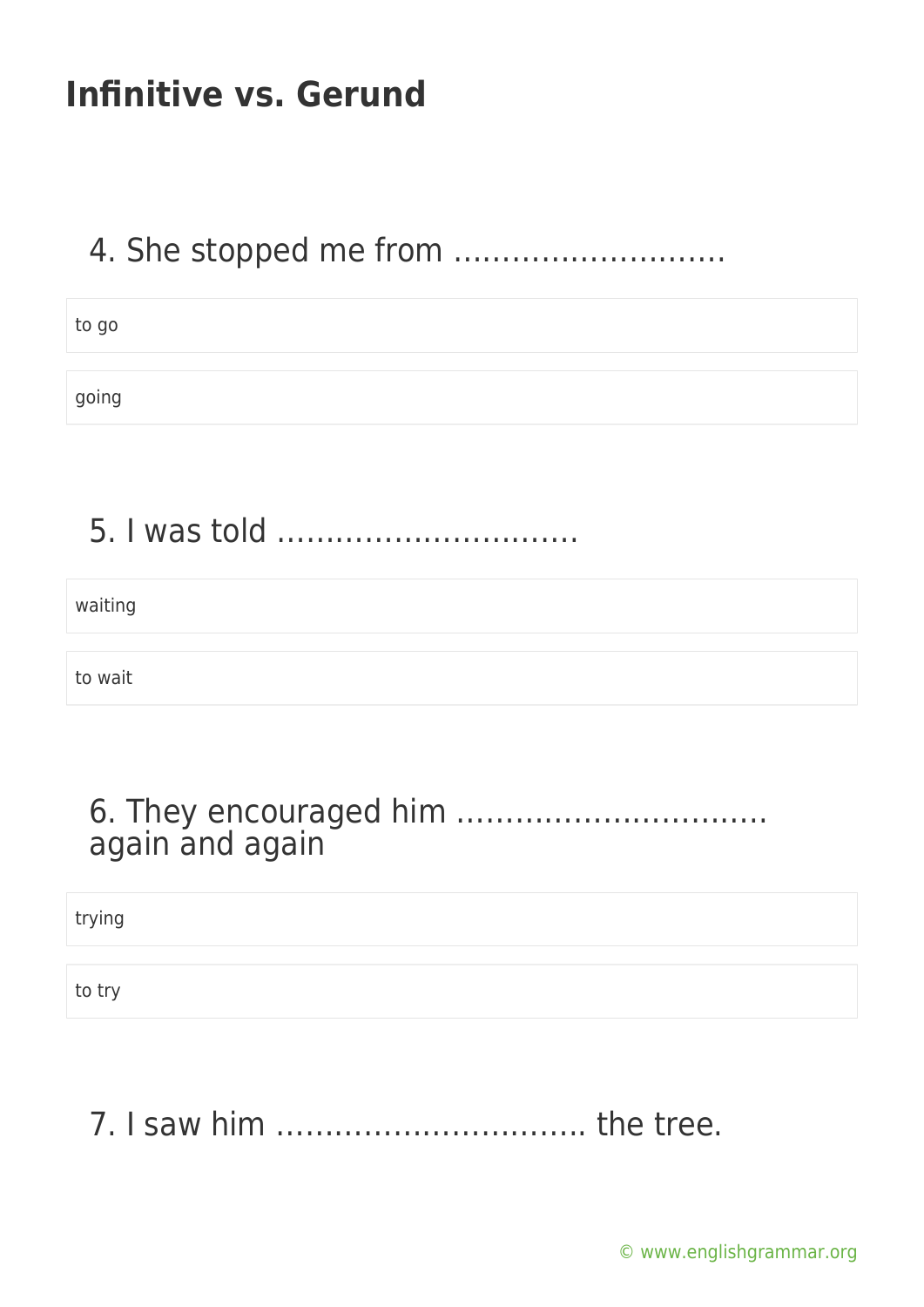# Infinitive vs. Gerund

4. She stopped me from ……………………….

- to go
- going

5. I was told ………………………….

- waiting
- to wait

6. They encouraged him ………………………….. again and again

- trying
- to try

7. I saw him ………………………….. the tree.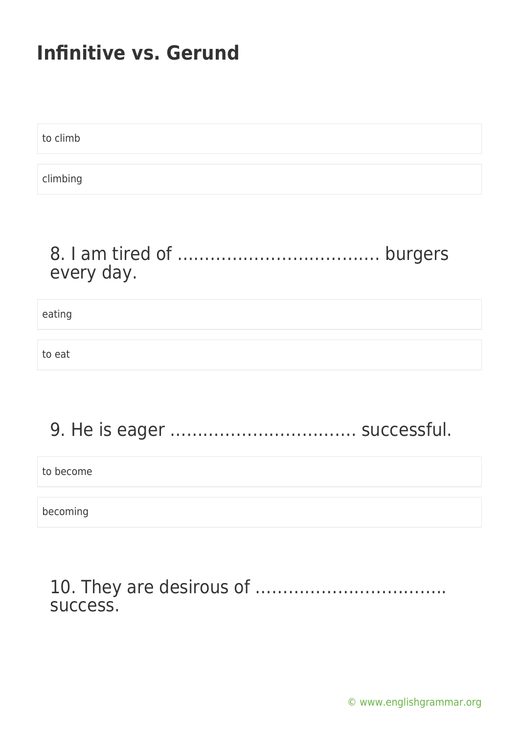to climb

climbing

8. I am tired of ………………………………. burgers every day.

eating

to eat

9. He is eager ……………………………. successful.

to become

becoming

10. They are desirous of …………………………….. success.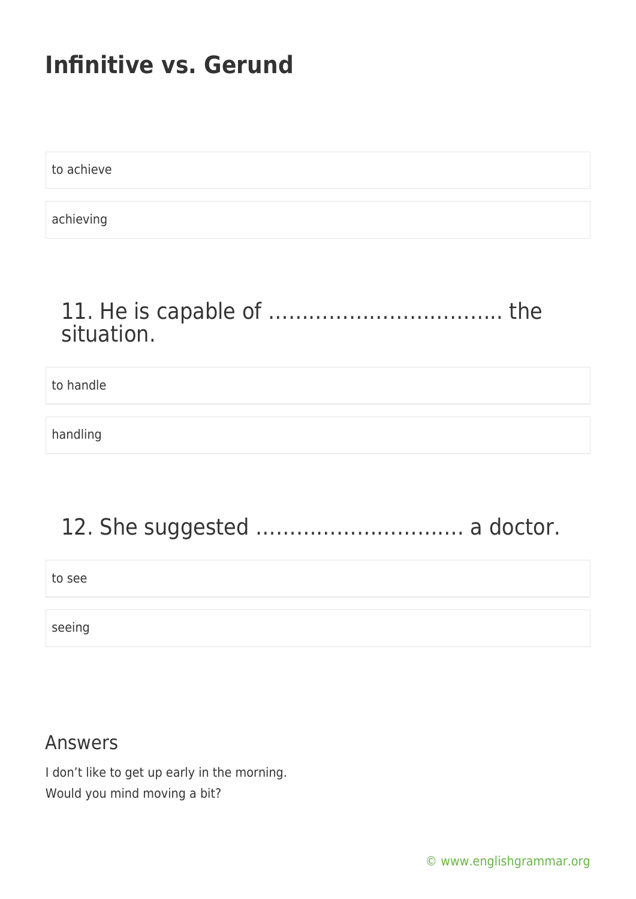to achieve

achieving

## 11. He is capable of ……………………………. the situation.

to handle

handling

## 12. She suggested …………………………. a doctor.

to see

seeing

### Answers

I don't like to get up early in the morning.

Would you mind moving a bit?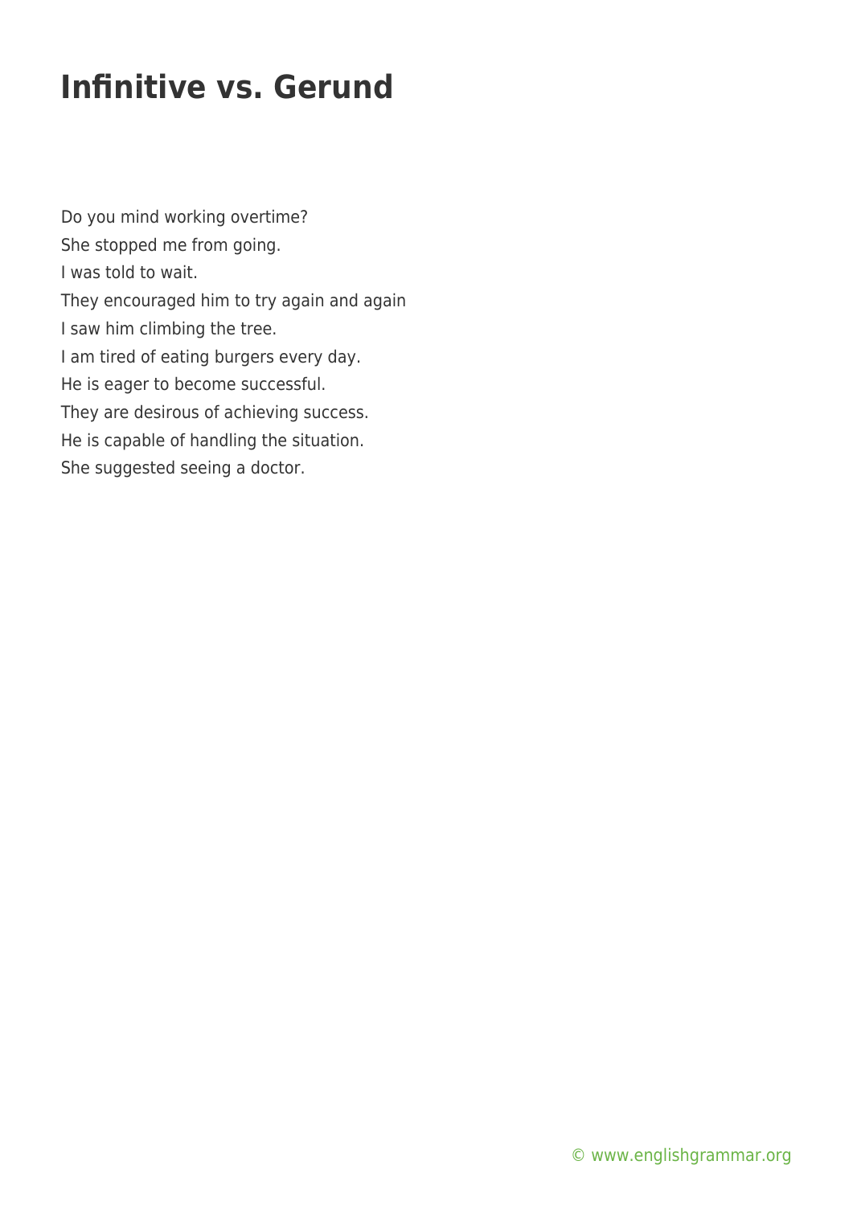# Infinitive vs. Gerund

Do you mind working overtime?
She stopped me from going.
I was told to wait.
They encouraged him to try again and again
I saw him climbing the tree.
I am tired of eating burgers every day.
He is eager to become successful.
They are desirous of achieving success.
He is capable of handling the situation.
She suggested seeing a doctor.